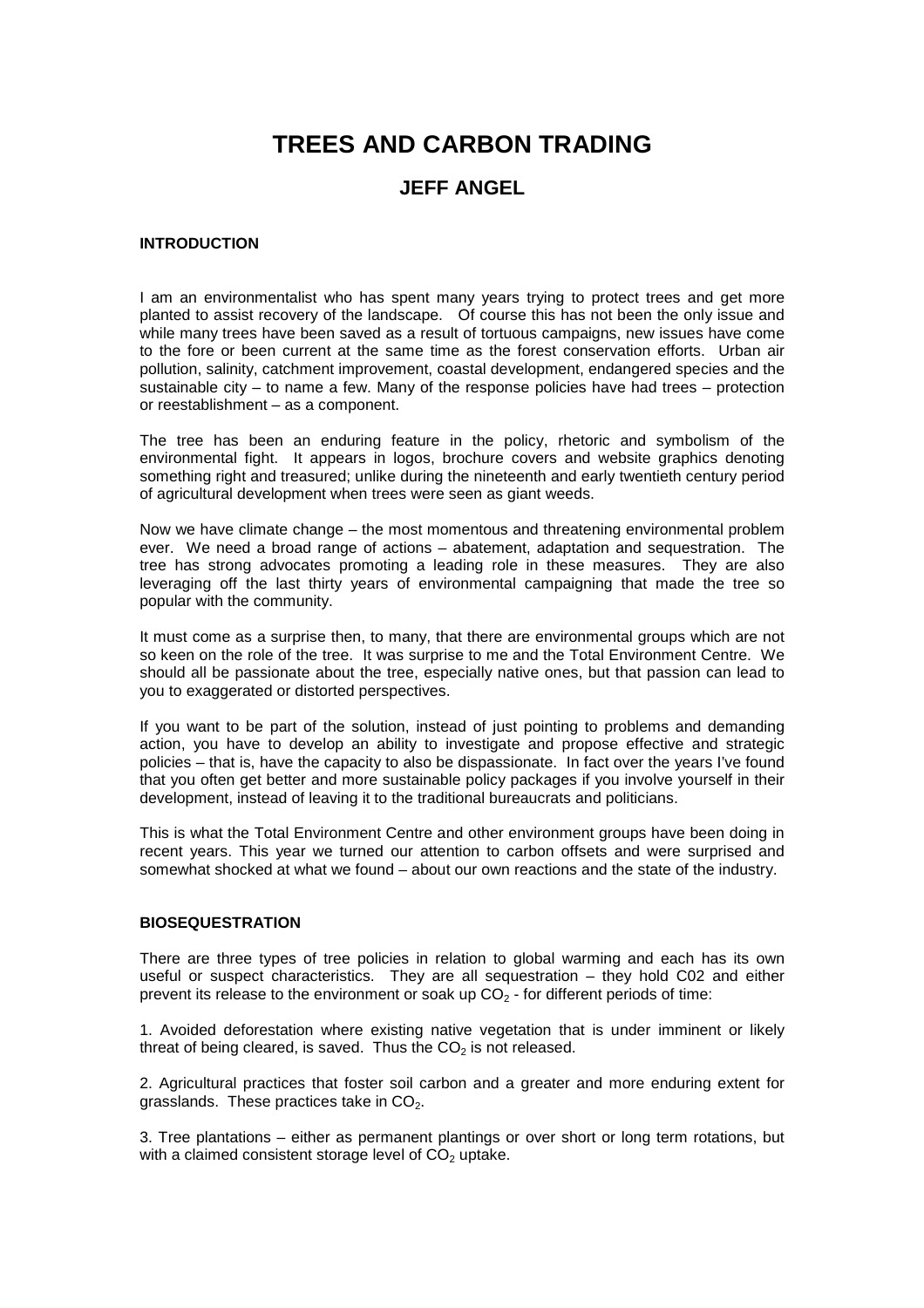# TREES AND CARBON TRADING

## JEFF ANGEL

### INTRODUCTION

I am an environmentalist who has spent many years trying to protect trees and get more planted to assist recovery of the landscape. Of course this has not been the only issue and while many trees have been saved as a result of tortuous campaigns, new issues have come to the fore or been current at the same time as the forest conservation efforts. Urban air pollution, salinity, catchment improvement, coastal development, endangered species and the sustainable city – to name a few. Many of the response policies have had trees – protection or reestablishment – as a component.

The tree has been an enduring feature in the policy, rhetoric and symbolism of the environmental fight. It appears in logos, brochure covers and website graphics denoting something right and treasured; unlike during the nineteenth and early twentieth century period of agricultural development when trees were seen as giant weeds.

Now we have climate change – the most momentous and threatening environmental problem ever. We need a broad range of actions – abatement, adaptation and sequestration. The tree has strong advocates promoting a leading role in these measures. They are also leveraging off the last thirty years of environmental campaigning that made the tree so popular with the community.

It must come as a surprise then, to many, that there are environmental groups which are not so keen on the role of the tree. It was surprise to me and the Total Environment Centre. We should all be passionate about the tree, especially native ones, but that passion can lead to you to exaggerated or distorted perspectives.

If you want to be part of the solution, instead of just pointing to problems and demanding action, you have to develop an ability to investigate and propose effective and strategic policies – that is, have the capacity to also be dispassionate. In fact over the years I've found that you often get better and more sustainable policy packages if you involve yourself in their development, instead of leaving it to the traditional bureaucrats and politicians.

This is what the Total Environment Centre and other environment groups have been doing in recent years. This year we turned our attention to carbon offsets and were surprised and somewhat shocked at what we found – about our own reactions and the state of the industry.

### BIOSEQUESTRATION

There are three types of tree policies in relation to global warming and each has its own useful or suspect characteristics. They are all sequestration – they hold C02 and either prevent its release to the environment or soak up $CO_2$ - for different periods of time:

1. Avoided deforestation where existing native vegetation that is under imminent or likely threat of being cleared, is saved. Thus the $CO_2$ is not released.

2. Agricultural practices that foster soil carbon and a greater and more enduring extent for grasslands. These practices take in $CO_2$.

3. Tree plantations – either as permanent plantings or over short or long term rotations, but with a claimed consistent storage level of $CO_2$ uptake.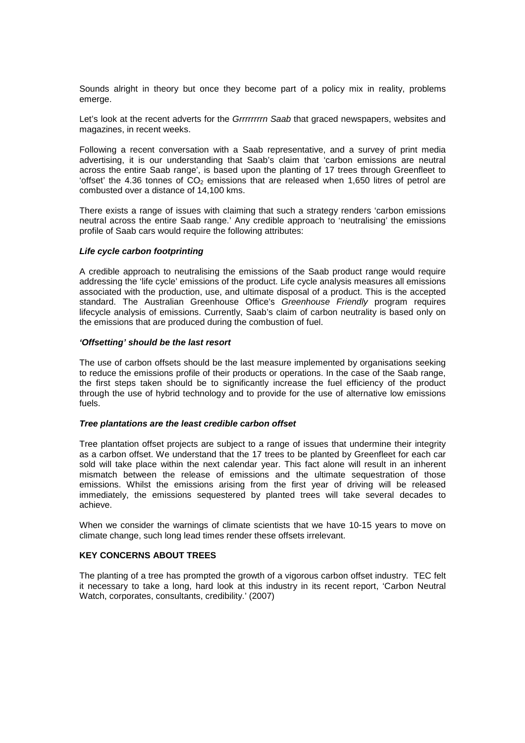Sounds alright in theory but once they become part of a policy mix in reality, problems emerge.

Let's look at the recent adverts for the *Grrrrrrrrn Saab* that graced newspapers, websites and magazines, in recent weeks.

Following a recent conversation with a Saab representative, and a survey of print media advertising, it is our understanding that Saab's claim that 'carbon emissions are neutral across the entire Saab range', is based upon the planting of 17 trees through Greenfleet to 'offset' the 4.36 tonnes of $CO_2$ emissions that are released when 1,650 litres of petrol are combusted over a distance of 14,100 kms.

There exists a range of issues with claiming that such a strategy renders 'carbon emissions neutral across the entire Saab range.' Any credible approach to 'neutralising' the emissions profile of Saab cars would require the following attributes:

***Life cycle carbon footprinting***

A credible approach to neutralising the emissions of the Saab product range would require addressing the 'life cycle' emissions of the product. Life cycle analysis measures all emissions associated with the production, use, and ultimate disposal of a product. This is the accepted standard. The Australian Greenhouse Office's *Greenhouse Friendly* program requires lifecycle analysis of emissions. Currently, Saab's claim of carbon neutrality is based only on the emissions that are produced during the combustion of fuel.

***'Offsetting' should be the last resort***

The use of carbon offsets should be the last measure implemented by organisations seeking to reduce the emissions profile of their products or operations. In the case of the Saab range, the first steps taken should be to significantly increase the fuel efficiency of the product through the use of hybrid technology and to provide for the use of alternative low emissions fuels.

***Tree plantations are the least credible carbon offset***

Tree plantation offset projects are subject to a range of issues that undermine their integrity as a carbon offset. We understand that the 17 trees to be planted by Greenfleet for each car sold will take place within the next calendar year. This fact alone will result in an inherent mismatch between the release of emissions and the ultimate sequestration of those emissions. Whilst the emissions arising from the first year of driving will be released immediately, the emissions sequestered by planted trees will take several decades to achieve.

When we consider the warnings of climate scientists that we have 10-15 years to move on climate change, such long lead times render these offsets irrelevant.

**KEY CONCERNS ABOUT TREES**

The planting of a tree has prompted the growth of a vigorous carbon offset industry. TEC felt it necessary to take a long, hard look at this industry in its recent report, 'Carbon Neutral Watch, corporates, consultants, credibility.' (2007)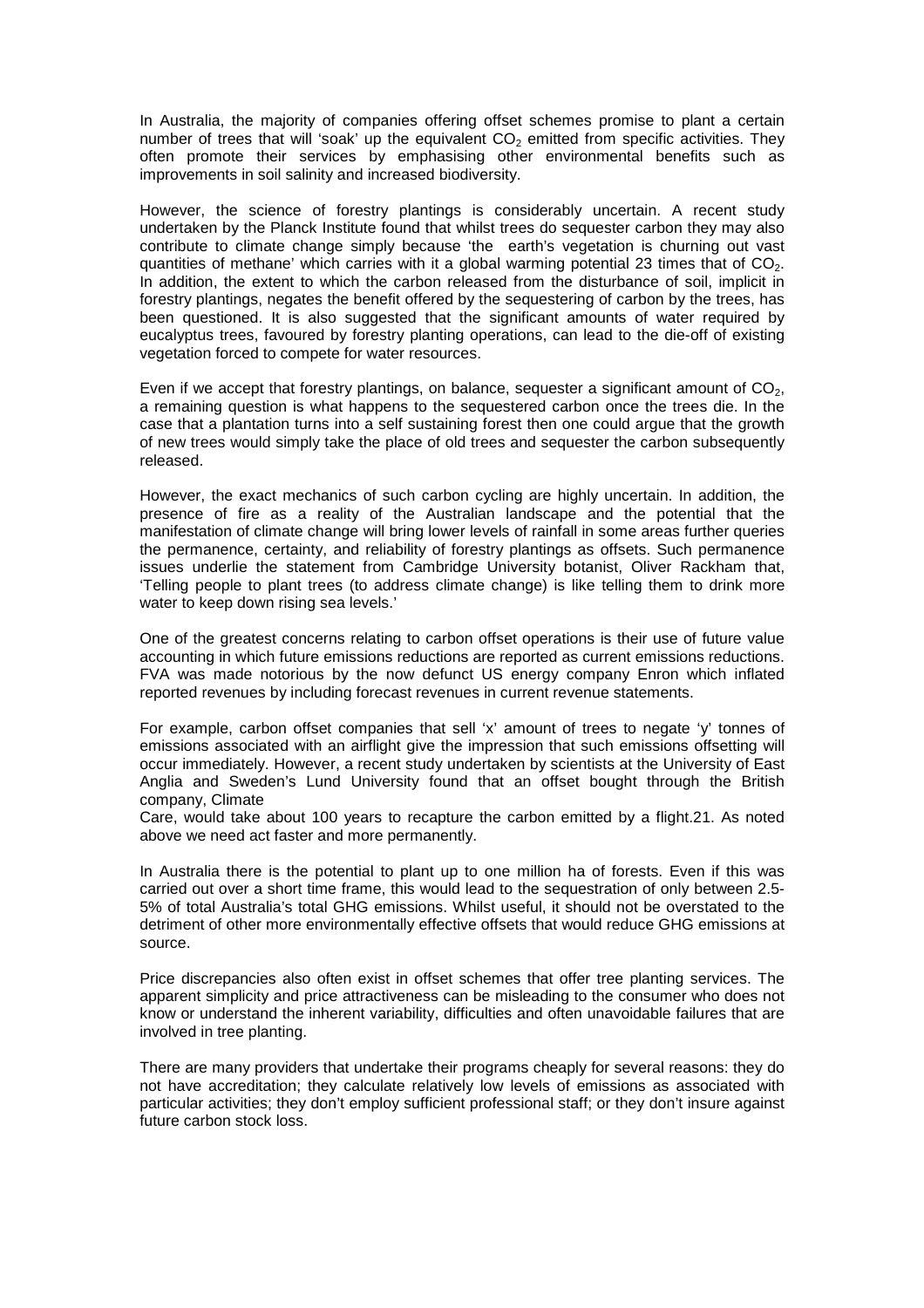In Australia, the majority of companies offering offset schemes promise to plant a certain number of trees that will 'soak' up the equivalent $CO_2$ emitted from specific activities. They often promote their services by emphasising other environmental benefits such as improvements in soil salinity and increased biodiversity.

However, the science of forestry plantings is considerably uncertain. A recent study undertaken by the Planck Institute found that whilst trees do sequester carbon they may also contribute to climate change simply because 'the earth's vegetation is churning out vast quantities of methane' which carries with it a global warming potential 23 times that of $CO_2$. In addition, the extent to which the carbon released from the disturbance of soil, implicit in forestry plantings, negates the benefit offered by the sequestering of carbon by the trees, has been questioned. It is also suggested that the significant amounts of water required by eucalyptus trees, favoured by forestry planting operations, can lead to the die-off of existing vegetation forced to compete for water resources.

Even if we accept that forestry plantings, on balance, sequester a significant amount of $CO_2$, a remaining question is what happens to the sequestered carbon once the trees die. In the case that a plantation turns into a self sustaining forest then one could argue that the growth of new trees would simply take the place of old trees and sequester the carbon subsequently released.

However, the exact mechanics of such carbon cycling are highly uncertain. In addition, the presence of fire as a reality of the Australian landscape and the potential that the manifestation of climate change will bring lower levels of rainfall in some areas further queries the permanence, certainty, and reliability of forestry plantings as offsets. Such permanence issues underlie the statement from Cambridge University botanist, Oliver Rackham that, 'Telling people to plant trees (to address climate change) is like telling them to drink more water to keep down rising sea levels.'

One of the greatest concerns relating to carbon offset operations is their use of future value accounting in which future emissions reductions are reported as current emissions reductions. FVA was made notorious by the now defunct US energy company Enron which inflated reported revenues by including forecast revenues in current revenue statements.

For example, carbon offset companies that sell 'x' amount of trees to negate 'y' tonnes of emissions associated with an airflight give the impression that such emissions offsetting will occur immediately. However, a recent study undertaken by scientists at the University of East Anglia and Sweden's Lund University found that an offset bought through the British company, Climate Care, would take about 100 years to recapture the carbon emitted by a flight.21. As noted above we need act faster and more permanently.

In Australia there is the potential to plant up to one million ha of forests. Even if this was carried out over a short time frame, this would lead to the sequestration of only between 2.5-5% of total Australia's total GHG emissions. Whilst useful, it should not be overstated to the detriment of other more environmentally effective offsets that would reduce GHG emissions at source.

Price discrepancies also often exist in offset schemes that offer tree planting services. The apparent simplicity and price attractiveness can be misleading to the consumer who does not know or understand the inherent variability, difficulties and often unavoidable failures that are involved in tree planting.

There are many providers that undertake their programs cheaply for several reasons: they do not have accreditation; they calculate relatively low levels of emissions as associated with particular activities; they don't employ sufficient professional staff; or they don't insure against future carbon stock loss.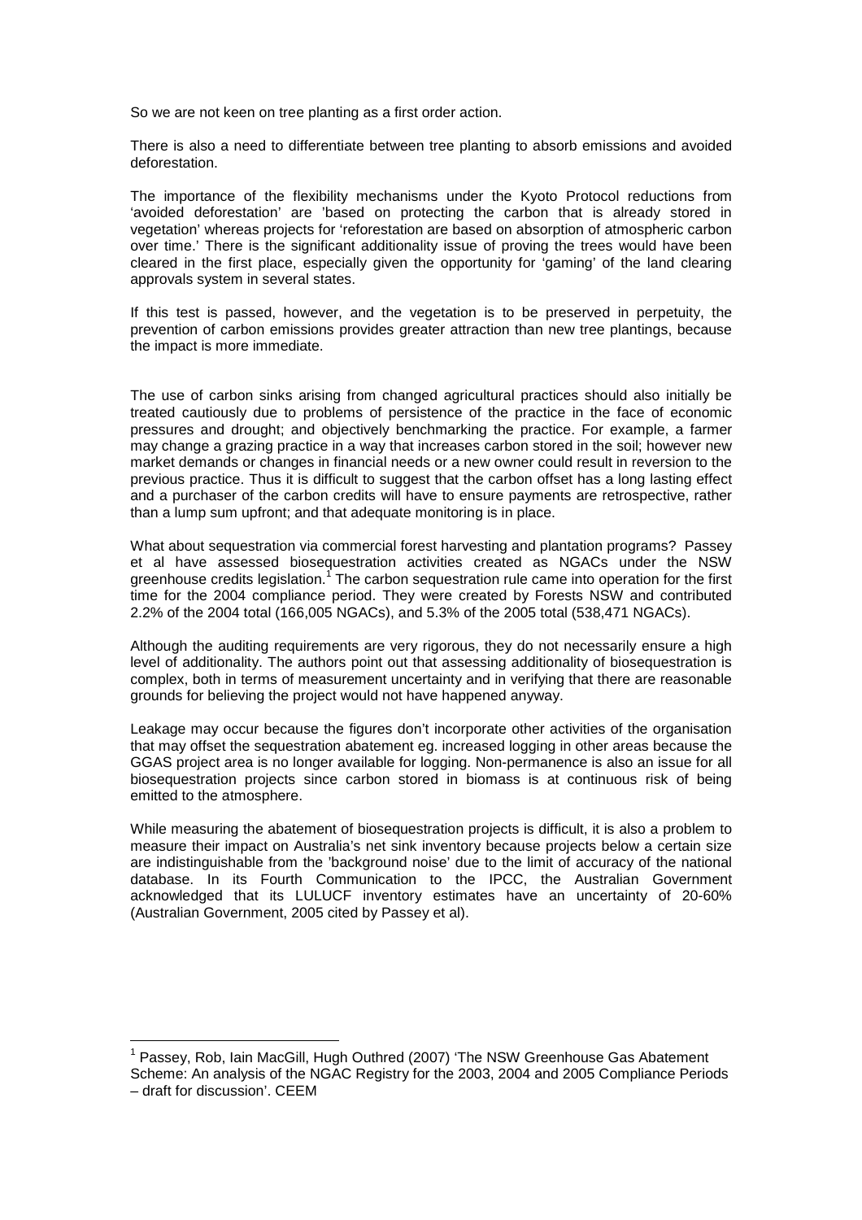So we are not keen on tree planting as a first order action.

There is also a need to differentiate between tree planting to absorb emissions and avoided deforestation.

The importance of the flexibility mechanisms under the Kyoto Protocol reductions from 'avoided deforestation' are 'based on protecting the carbon that is already stored in vegetation' whereas projects for 'reforestation are based on absorption of atmospheric carbon over time.' There is the significant additionality issue of proving the trees would have been cleared in the first place, especially given the opportunity for 'gaming' of the land clearing approvals system in several states.

If this test is passed, however, and the vegetation is to be preserved in perpetuity, the prevention of carbon emissions provides greater attraction than new tree plantings, because the impact is more immediate.

The use of carbon sinks arising from changed agricultural practices should also initially be treated cautiously due to problems of persistence of the practice in the face of economic pressures and drought; and objectively benchmarking the practice. For example, a farmer may change a grazing practice in a way that increases carbon stored in the soil; however new market demands or changes in financial needs or a new owner could result in reversion to the previous practice. Thus it is difficult to suggest that the carbon offset has a long lasting effect and a purchaser of the carbon credits will have to ensure payments are retrospective, rather than a lump sum upfront; and that adequate monitoring is in place.

What about sequestration via commercial forest harvesting and plantation programs? Passey et al have assessed biosequestration activities created as NGACs under the NSW greenhouse credits legislation.[1] The carbon sequestration rule came into operation for the first time for the 2004 compliance period. They were created by Forests NSW and contributed 2.2% of the 2004 total (166,005 NGACs), and 5.3% of the 2005 total (538,471 NGACs).

Although the auditing requirements are very rigorous, they do not necessarily ensure a high level of additionality. The authors point out that assessing additionality of biosequestration is complex, both in terms of measurement uncertainty and in verifying that there are reasonable grounds for believing the project would not have happened anyway.

Leakage may occur because the figures don't incorporate other activities of the organisation that may offset the sequestration abatement eg. increased logging in other areas because the GGAS project area is no longer available for logging. Non-permanence is also an issue for all biosequestration projects since carbon stored in biomass is at continuous risk of being emitted to the atmosphere.

While measuring the abatement of biosequestration projects is difficult, it is also a problem to measure their impact on Australia's net sink inventory because projects below a certain size are indistinguishable from the 'background noise' due to the limit of accuracy of the national database. In its Fourth Communication to the IPCC, the Australian Government acknowledged that its LULUCF inventory estimates have an uncertainty of 20-60% (Australian Government, 2005 cited by Passey et al).

---

[1] Passey, Rob, Iain MacGill, Hugh Outhred (2007) 'The NSW Greenhouse Gas Abatement Scheme: An analysis of the NGAC Registry for the 2003, 2004 and 2005 Compliance Periods – draft for discussion'. CEEM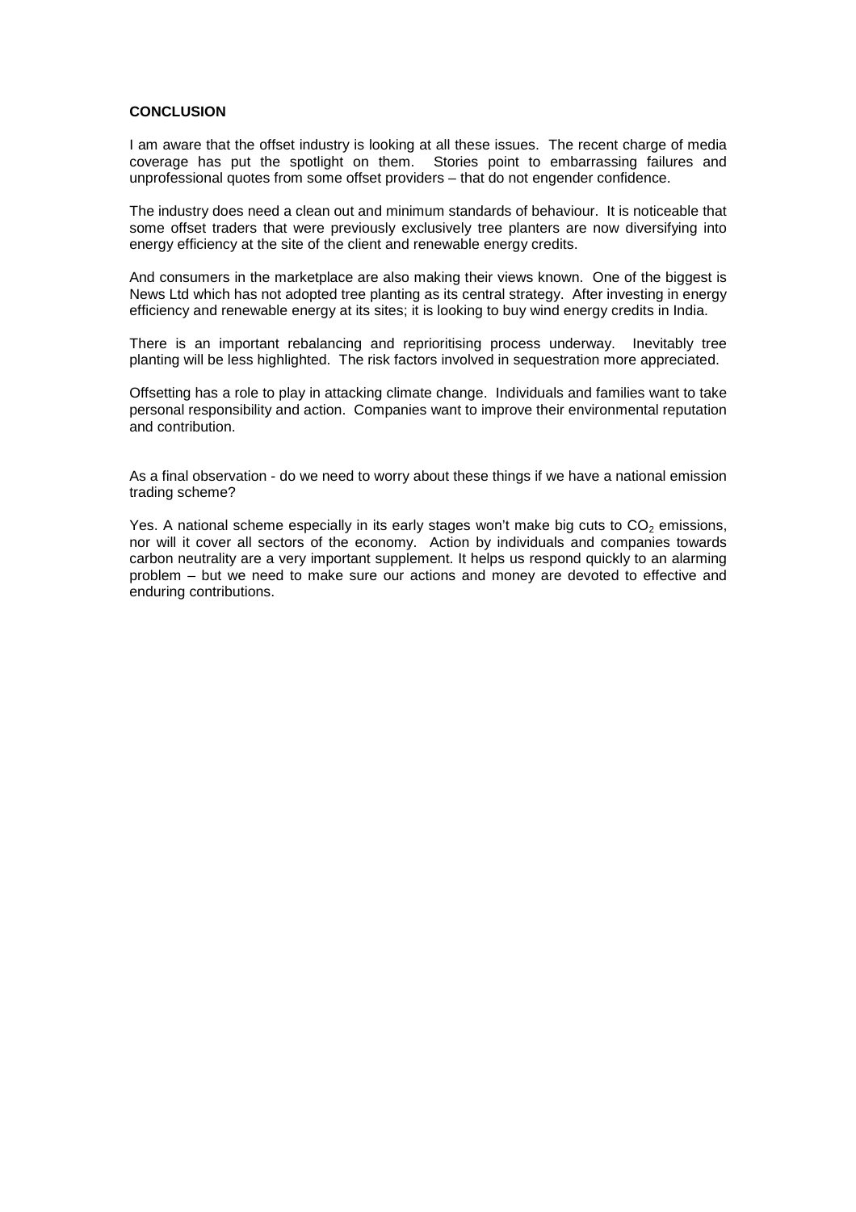**CONCLUSION**

I am aware that the offset industry is looking at all these issues. The recent charge of media coverage has put the spotlight on them. Stories point to embarrassing failures and unprofessional quotes from some offset providers – that do not engender confidence.

The industry does need a clean out and minimum standards of behaviour. It is noticeable that some offset traders that were previously exclusively tree planters are now diversifying into energy efficiency at the site of the client and renewable energy credits.

And consumers in the marketplace are also making their views known. One of the biggest is News Ltd which has not adopted tree planting as its central strategy. After investing in energy efficiency and renewable energy at its sites; it is looking to buy wind energy credits in India.

There is an important rebalancing and reprioritising process underway. Inevitably tree planting will be less highlighted. The risk factors involved in sequestration more appreciated.

Offsetting has a role to play in attacking climate change. Individuals and families want to take personal responsibility and action. Companies want to improve their environmental reputation and contribution.

As a final observation - do we need to worry about these things if we have a national emission trading scheme?

Yes. A national scheme especially in its early stages won't make big cuts to $CO_2$ emissions, nor will it cover all sectors of the economy. Action by individuals and companies towards carbon neutrality are a very important supplement. It helps us respond quickly to an alarming problem – but we need to make sure our actions and money are devoted to effective and enduring contributions.